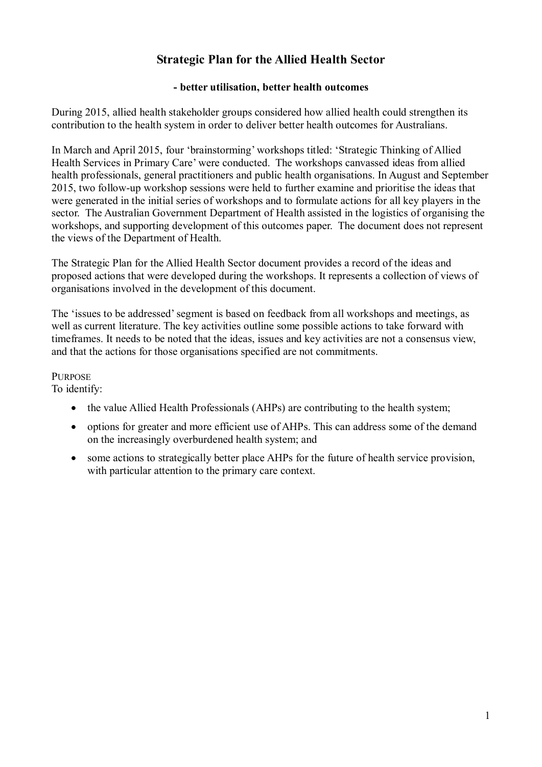# Strategic Plan for the Allied Health Sector

**- better utilisation, better health outcomes**

During 2015, allied health stakeholder groups considered how allied health could strengthen its contribution to the health system in order to deliver better health outcomes for Australians.

In March and April 2015, four 'brainstorming' workshops titled: 'Strategic Thinking of Allied Health Services in Primary Care' were conducted. The workshops canvassed ideas from allied health professionals, general practitioners and public health organisations. In August and September 2015, two follow-up workshop sessions were held to further examine and prioritise the ideas that were generated in the initial series of workshops and to formulate actions for all key players in the sector. The Australian Government Department of Health assisted in the logistics of organising the workshops, and supporting development of this outcomes paper. The document does not represent the views of the Department of Health.

The Strategic Plan for the Allied Health Sector document provides a record of the ideas and proposed actions that were developed during the workshops. It represents a collection of views of organisations involved in the development of this document.

The 'issues to be addressed' segment is based on feedback from all workshops and meetings, as well as current literature. The key activities outline some possible actions to take forward with timeframes. It needs to be noted that the ideas, issues and key activities are not a consensus view, and that the actions for those organisations specified are not commitments.

PURPOSE

To identify:

- the value Allied Health Professionals (AHPs) are contributing to the health system;
- options for greater and more efficient use of AHPs. This can address some of the demand on the increasingly overburdened health system; and
- some actions to strategically better place AHPs for the future of health service provision, with particular attention to the primary care context.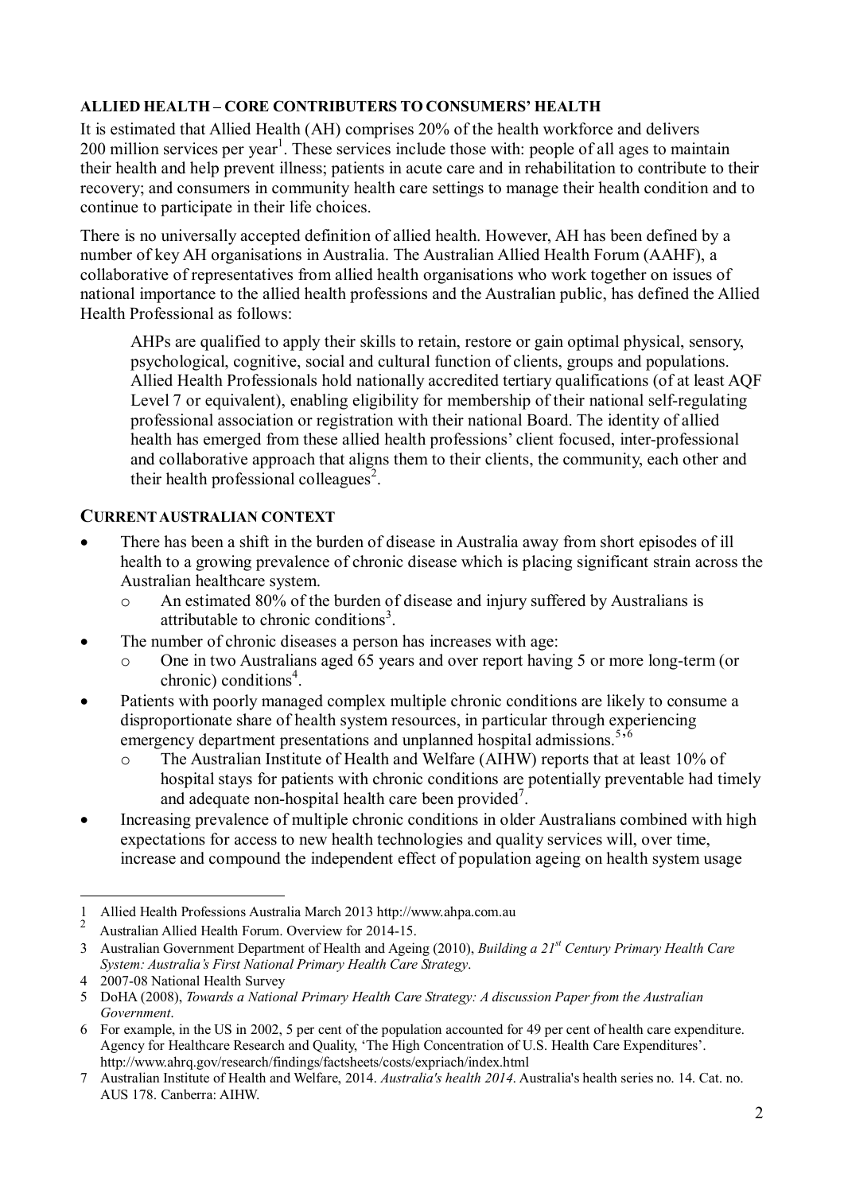**ALLIED HEALTH – CORE CONTRIBUTERS TO CONSUMERS' HEALTH**

It is estimated that Allied Health (AH) comprises 20% of the health workforce and delivers 200 million services per year[1]. These services include those with: people of all ages to maintain their health and help prevent illness; patients in acute care and in rehabilitation to contribute to their recovery; and consumers in community health care settings to manage their health condition and to continue to participate in their life choices.

There is no universally accepted definition of allied health. However, AH has been defined by a number of key AH organisations in Australia. The Australian Allied Health Forum (AAHF), a collaborative of representatives from allied health organisations who work together on issues of national importance to the allied health professions and the Australian public, has defined the Allied Health Professional as follows:

> AHPs are qualified to apply their skills to retain, restore or gain optimal physical, sensory, psychological, cognitive, social and cultural function of clients, groups and populations. Allied Health Professionals hold nationally accredited tertiary qualifications (of at least AQF Level 7 or equivalent), enabling eligibility for membership of their national self-regulating professional association or registration with their national Board. The identity of allied health has emerged from these allied health professions' client focused, inter-professional and collaborative approach that aligns them to their clients, the community, each other and their health professional colleagues[2].

**CURRENT AUSTRALIAN CONTEXT**

- There has been a shift in the burden of disease in Australia away from short episodes of ill health to a growing prevalence of chronic disease which is placing significant strain across the Australian healthcare system.
  - An estimated 80% of the burden of disease and injury suffered by Australians is attributable to chronic conditions[3].
- The number of chronic diseases a person has increases with age:
  - One in two Australians aged 65 years and over report having 5 or more long-term (or chronic) conditions[4].
- Patients with poorly managed complex multiple chronic conditions are likely to consume a disproportionate share of health system resources, in particular through experiencing emergency department presentations and unplanned hospital admissions.[5,6]
  - The Australian Institute of Health and Welfare (AIHW) reports that at least 10% of hospital stays for patients with chronic conditions are potentially preventable had timely and adequate non-hospital health care been provided[7].
- Increasing prevalence of multiple chronic conditions in older Australians combined with high expectations for access to new health technologies and quality services will, over time, increase and compound the independent effect of population ageing on health system usage

---

1 Allied Health Professions Australia March 2013 http://www.ahpa.com.au

2 Australian Allied Health Forum. Overview for 2014-15.

3 Australian Government Department of Health and Ageing (2010), *Building a 21st Century Primary Health Care System: Australia's First National Primary Health Care Strategy*.

4 2007-08 National Health Survey

5 DoHA (2008), *Towards a National Primary Health Care Strategy: A discussion Paper from the Australian Government*.

6 For example, in the US in 2002, 5 per cent of the population accounted for 49 per cent of health care expenditure. Agency for Healthcare Research and Quality, 'The High Concentration of U.S. Health Care Expenditures'. http://www.ahrq.gov/research/findings/factsheets/costs/expriach/index.html

7 Australian Institute of Health and Welfare, 2014. *Australia's health 2014*. Australia's health series no. 14. Cat. no. AUS 178. Canberra: AIHW.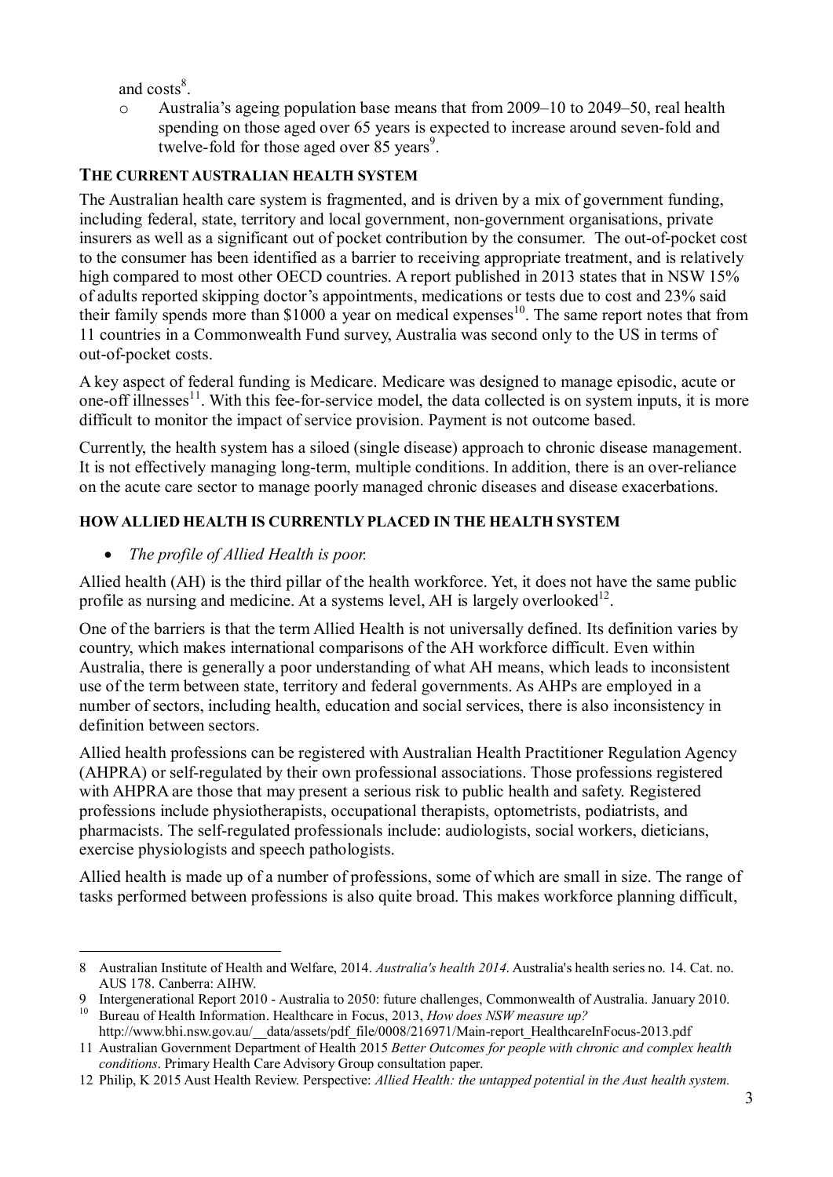and costs[8].

- Australia's ageing population base means that from 2009–10 to 2049–50, real health spending on those aged over 65 years is expected to increase around seven-fold and twelve-fold for those aged over 85 years[9].

## THE CURRENT AUSTRALIAN HEALTH SYSTEM

The Australian health care system is fragmented, and is driven by a mix of government funding, including federal, state, territory and local government, non-government organisations, private insurers as well as a significant out of pocket contribution by the consumer. The out-of-pocket cost to the consumer has been identified as a barrier to receiving appropriate treatment, and is relatively high compared to most other OECD countries. A report published in 2013 states that in NSW 15% of adults reported skipping doctor's appointments, medications or tests due to cost and 23% said their family spends more than $1000 a year on medical expenses[10]. The same report notes that from 11 countries in a Commonwealth Fund survey, Australia was second only to the US in terms of out-of-pocket costs.

A key aspect of federal funding is Medicare. Medicare was designed to manage episodic, acute or one-off illnesses[11]. With this fee-for-service model, the data collected is on system inputs, it is more difficult to monitor the impact of service provision. Payment is not outcome based.

Currently, the health system has a siloed (single disease) approach to chronic disease management. It is not effectively managing long-term, multiple conditions. In addition, there is an over-reliance on the acute care sector to manage poorly managed chronic diseases and disease exacerbations.

## HOW ALLIED HEALTH IS CURRENTLY PLACED IN THE HEALTH SYSTEM

- *The profile of Allied Health is poor.*

Allied health (AH) is the third pillar of the health workforce. Yet, it does not have the same public profile as nursing and medicine. At a systems level, AH is largely overlooked[12].

One of the barriers is that the term Allied Health is not universally defined. Its definition varies by country, which makes international comparisons of the AH workforce difficult. Even within Australia, there is generally a poor understanding of what AH means, which leads to inconsistent use of the term between state, territory and federal governments. As AHPs are employed in a number of sectors, including health, education and social services, there is also inconsistency in definition between sectors.

Allied health professions can be registered with Australian Health Practitioner Regulation Agency (AHPRA) or self-regulated by their own professional associations. Those professions registered with AHPRA are those that may present a serious risk to public health and safety. Registered professions include physiotherapists, occupational therapists, optometrists, podiatrists, and pharmacists. The self-regulated professionals include: audiologists, social workers, dieticians, exercise physiologists and speech pathologists.

Allied health is made up of a number of professions, some of which are small in size. The range of tasks performed between professions is also quite broad. This makes workforce planning difficult,

---

8 Australian Institute of Health and Welfare, 2014. *Australia's health 2014*. Australia's health series no. 14. Cat. no. AUS 178. Canberra: AIHW.

9 Intergenerational Report 2010 - Australia to 2050: future challenges, Commonwealth of Australia. January 2010.

10 Bureau of Health Information. Healthcare in Focus, 2013, *How does NSW measure up?* http://www.bhi.nsw.gov.au/__data/assets/pdf_file/0008/216971/Main-report_HealthcareInFocus-2013.pdf

11 Australian Government Department of Health 2015 *Better Outcomes for people with chronic and complex health conditions*. Primary Health Care Advisory Group consultation paper.

12 Philip, K 2015 Aust Health Review. Perspective: *Allied Health: the untapped potential in the Aust health system.*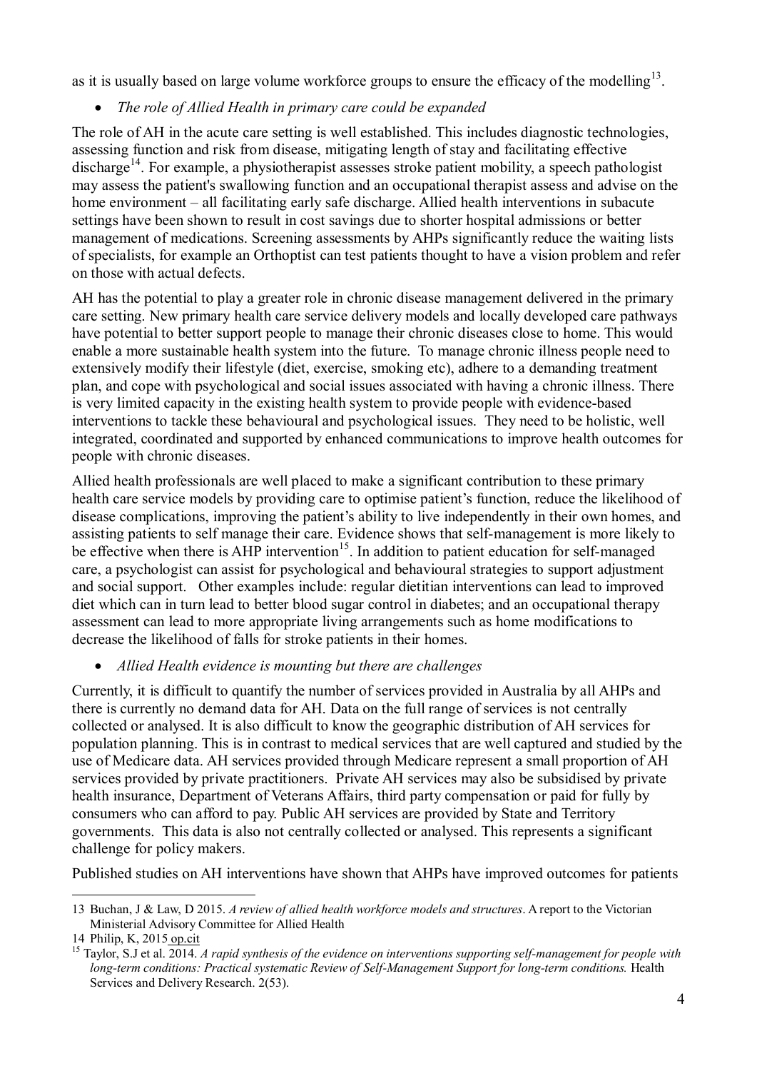as it is usually based on large volume workforce groups to ensure the efficacy of the modelling[13].

- *The role of Allied Health in primary care could be expanded*

The role of AH in the acute care setting is well established. This includes diagnostic technologies, assessing function and risk from disease, mitigating length of stay and facilitating effective discharge[14]. For example, a physiotherapist assesses stroke patient mobility, a speech pathologist may assess the patient's swallowing function and an occupational therapist assess and advise on the home environment – all facilitating early safe discharge. Allied health interventions in subacute settings have been shown to result in cost savings due to shorter hospital admissions or better management of medications. Screening assessments by AHPs significantly reduce the waiting lists of specialists, for example an Orthoptist can test patients thought to have a vision problem and refer on those with actual defects.

AH has the potential to play a greater role in chronic disease management delivered in the primary care setting. New primary health care service delivery models and locally developed care pathways have potential to better support people to manage their chronic diseases close to home. This would enable a more sustainable health system into the future. To manage chronic illness people need to extensively modify their lifestyle (diet, exercise, smoking etc), adhere to a demanding treatment plan, and cope with psychological and social issues associated with having a chronic illness. There is very limited capacity in the existing health system to provide people with evidence-based interventions to tackle these behavioural and psychological issues. They need to be holistic, well integrated, coordinated and supported by enhanced communications to improve health outcomes for people with chronic diseases.

Allied health professionals are well placed to make a significant contribution to these primary health care service models by providing care to optimise patient's function, reduce the likelihood of disease complications, improving the patient's ability to live independently in their own homes, and assisting patients to self manage their care. Evidence shows that self-management is more likely to be effective when there is AHP intervention[15]. In addition to patient education for self-managed care, a psychologist can assist for psychological and behavioural strategies to support adjustment and social support. Other examples include: regular dietitian interventions can lead to improved diet which can in turn lead to better blood sugar control in diabetes; and an occupational therapy assessment can lead to more appropriate living arrangements such as home modifications to decrease the likelihood of falls for stroke patients in their homes.

- *Allied Health evidence is mounting but there are challenges*

Currently, it is difficult to quantify the number of services provided in Australia by all AHPs and there is currently no demand data for AH. Data on the full range of services is not centrally collected or analysed. It is also difficult to know the geographic distribution of AH services for population planning. This is in contrast to medical services that are well captured and studied by the use of Medicare data. AH services provided through Medicare represent a small proportion of AH services provided by private practitioners. Private AH services may also be subsidised by private health insurance, Department of Veterans Affairs, third party compensation or paid for fully by consumers who can afford to pay. Public AH services are provided by State and Territory governments. This data is also not centrally collected or analysed. This represents a significant challenge for policy makers.

Published studies on AH interventions have shown that AHPs have improved outcomes for patients

---

13 Buchan, J & Law, D 2015. *A review of allied health workforce models and structures*. A report to the Victorian Ministerial Advisory Committee for Allied Health

14 Philip, K, 2015 op.cit

15 Taylor, S.J et al. 2014. *A rapid synthesis of the evidence on interventions supporting self-management for people with long-term conditions: Practical systematic Review of Self-Management Support for long-term conditions.* Health Services and Delivery Research. 2(53).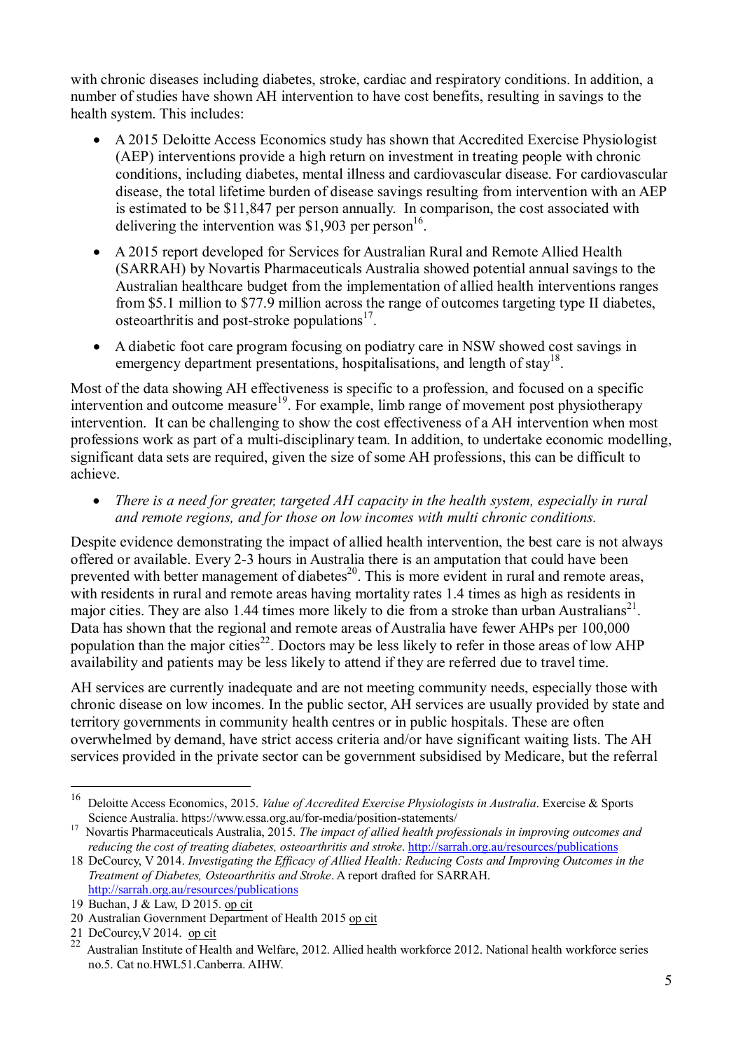with chronic diseases including diabetes, stroke, cardiac and respiratory conditions. In addition, a number of studies have shown AH intervention to have cost benefits, resulting in savings to the health system. This includes:

- A 2015 Deloitte Access Economics study has shown that Accredited Exercise Physiologist (AEP) interventions provide a high return on investment in treating people with chronic conditions, including diabetes, mental illness and cardiovascular disease. For cardiovascular disease, the total lifetime burden of disease savings resulting from intervention with an AEP is estimated to be $11,847 per person annually. In comparison, the cost associated with delivering the intervention was $1,903 per person[16].
- A 2015 report developed for Services for Australian Rural and Remote Allied Health (SARRAH) by Novartis Pharmaceuticals Australia showed potential annual savings to the Australian healthcare budget from the implementation of allied health interventions ranges from $5.1 million to $77.9 million across the range of outcomes targeting type II diabetes, osteoarthritis and post-stroke populations[17].
- A diabetic foot care program focusing on podiatry care in NSW showed cost savings in emergency department presentations, hospitalisations, and length of stay[18].

Most of the data showing AH effectiveness is specific to a profession, and focused on a specific intervention and outcome measure[19]. For example, limb range of movement post physiotherapy intervention. It can be challenging to show the cost effectiveness of a AH intervention when most professions work as part of a multi-disciplinary team. In addition, to undertake economic modelling, significant data sets are required, given the size of some AH professions, this can be difficult to achieve.

- *There is a need for greater, targeted AH capacity in the health system, especially in rural and remote regions, and for those on low incomes with multi chronic conditions.*

Despite evidence demonstrating the impact of allied health intervention, the best care is not always offered or available. Every 2-3 hours in Australia there is an amputation that could have been prevented with better management of diabetes[20]. This is more evident in rural and remote areas, with residents in rural and remote areas having mortality rates 1.4 times as high as residents in major cities. They are also 1.44 times more likely to die from a stroke than urban Australians[21]. Data has shown that the regional and remote areas of Australia have fewer AHPs per 100,000 population than the major cities[22]. Doctors may be less likely to refer in those areas of low AHP availability and patients may be less likely to attend if they are referred due to travel time.

AH services are currently inadequate and are not meeting community needs, especially those with chronic disease on low incomes. In the public sector, AH services are usually provided by state and territory governments in community health centres or in public hospitals. These are often overwhelmed by demand, have strict access criteria and/or have significant waiting lists. The AH services provided in the private sector can be government subsidised by Medicare, but the referral

---

16 Deloitte Access Economics, 2015. *Value of Accredited Exercise Physiologists in Australia*. Exercise & Sports Science Australia. https://www.essa.org.au/for-media/position-statements/

17 Novartis Pharmaceuticals Australia, 2015. *The impact of allied health professionals in improving outcomes and reducing the cost of treating diabetes, osteoarthritis and stroke*. http://sarrah.org.au/resources/publications

18 DeCourcy, V 2014. *Investigating the Efficacy of Allied Health: Reducing Costs and Improving Outcomes in the Treatment of Diabetes, Osteoarthritis and Stroke*. A report drafted for SARRAH. http://sarrah.org.au/resources/publications

19 Buchan, J & Law, D 2015. op cit

20 Australian Government Department of Health 2015 op cit

21 DeCourcy,V 2014. op cit

22 Australian Institute of Health and Welfare, 2012. Allied health workforce 2012. National health workforce series no.5. Cat no.HWL51.Canberra. AIHW.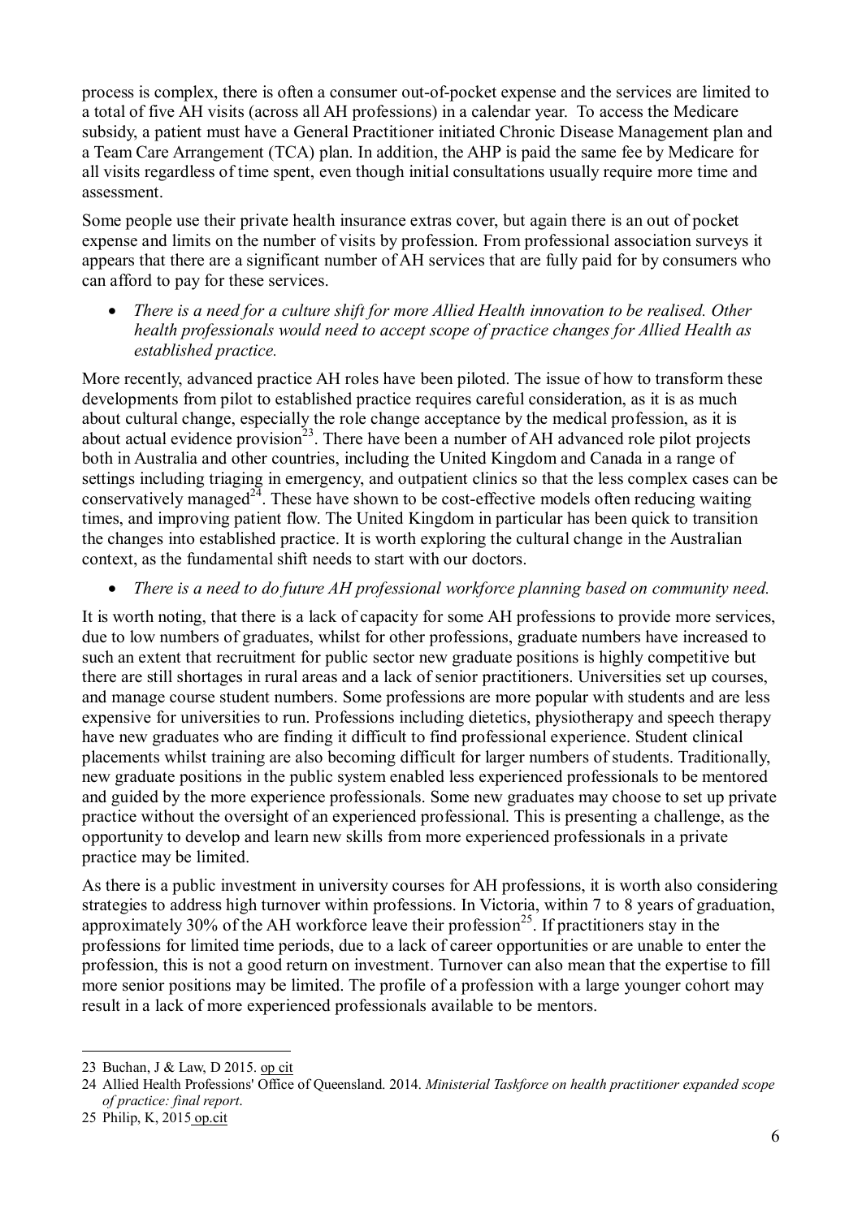process is complex, there is often a consumer out-of-pocket expense and the services are limited to a total of five AH visits (across all AH professions) in a calendar year. To access the Medicare subsidy, a patient must have a General Practitioner initiated Chronic Disease Management plan and a Team Care Arrangement (TCA) plan. In addition, the AHP is paid the same fee by Medicare for all visits regardless of time spent, even though initial consultations usually require more time and assessment.

Some people use their private health insurance extras cover, but again there is an out of pocket expense and limits on the number of visits by profession. From professional association surveys it appears that there are a significant number of AH services that are fully paid for by consumers who can afford to pay for these services.

- *There is a need for a culture shift for more Allied Health innovation to be realised. Other health professionals would need to accept scope of practice changes for Allied Health as established practice.*

More recently, advanced practice AH roles have been piloted. The issue of how to transform these developments from pilot to established practice requires careful consideration, as it is as much about cultural change, especially the role change acceptance by the medical profession, as it is about actual evidence provision[23]. There have been a number of AH advanced role pilot projects both in Australia and other countries, including the United Kingdom and Canada in a range of settings including triaging in emergency, and outpatient clinics so that the less complex cases can be conservatively managed[24]. These have shown to be cost-effective models often reducing waiting times, and improving patient flow. The United Kingdom in particular has been quick to transition the changes into established practice. It is worth exploring the cultural change in the Australian context, as the fundamental shift needs to start with our doctors.

- *There is a need to do future AH professional workforce planning based on community need.*

It is worth noting, that there is a lack of capacity for some AH professions to provide more services, due to low numbers of graduates, whilst for other professions, graduate numbers have increased to such an extent that recruitment for public sector new graduate positions is highly competitive but there are still shortages in rural areas and a lack of senior practitioners. Universities set up courses, and manage course student numbers. Some professions are more popular with students and are less expensive for universities to run. Professions including dietetics, physiotherapy and speech therapy have new graduates who are finding it difficult to find professional experience. Student clinical placements whilst training are also becoming difficult for larger numbers of students. Traditionally, new graduate positions in the public system enabled less experienced professionals to be mentored and guided by the more experience professionals. Some new graduates may choose to set up private practice without the oversight of an experienced professional. This is presenting a challenge, as the opportunity to develop and learn new skills from more experienced professionals in a private practice may be limited.

As there is a public investment in university courses for AH professions, it is worth also considering strategies to address high turnover within professions. In Victoria, within 7 to 8 years of graduation, approximately 30% of the AH workforce leave their profession[25]. If practitioners stay in the professions for limited time periods, due to a lack of career opportunities or are unable to enter the profession, this is not a good return on investment. Turnover can also mean that the expertise to fill more senior positions may be limited. The profile of a profession with a large younger cohort may result in a lack of more experienced professionals available to be mentors.

---

23 Buchan, J & Law, D 2015. op cit

24 Allied Health Professions' Office of Queensland. 2014. *Ministerial Taskforce on health practitioner expanded scope of practice: final report*.

25 Philip, K, 2015 op.cit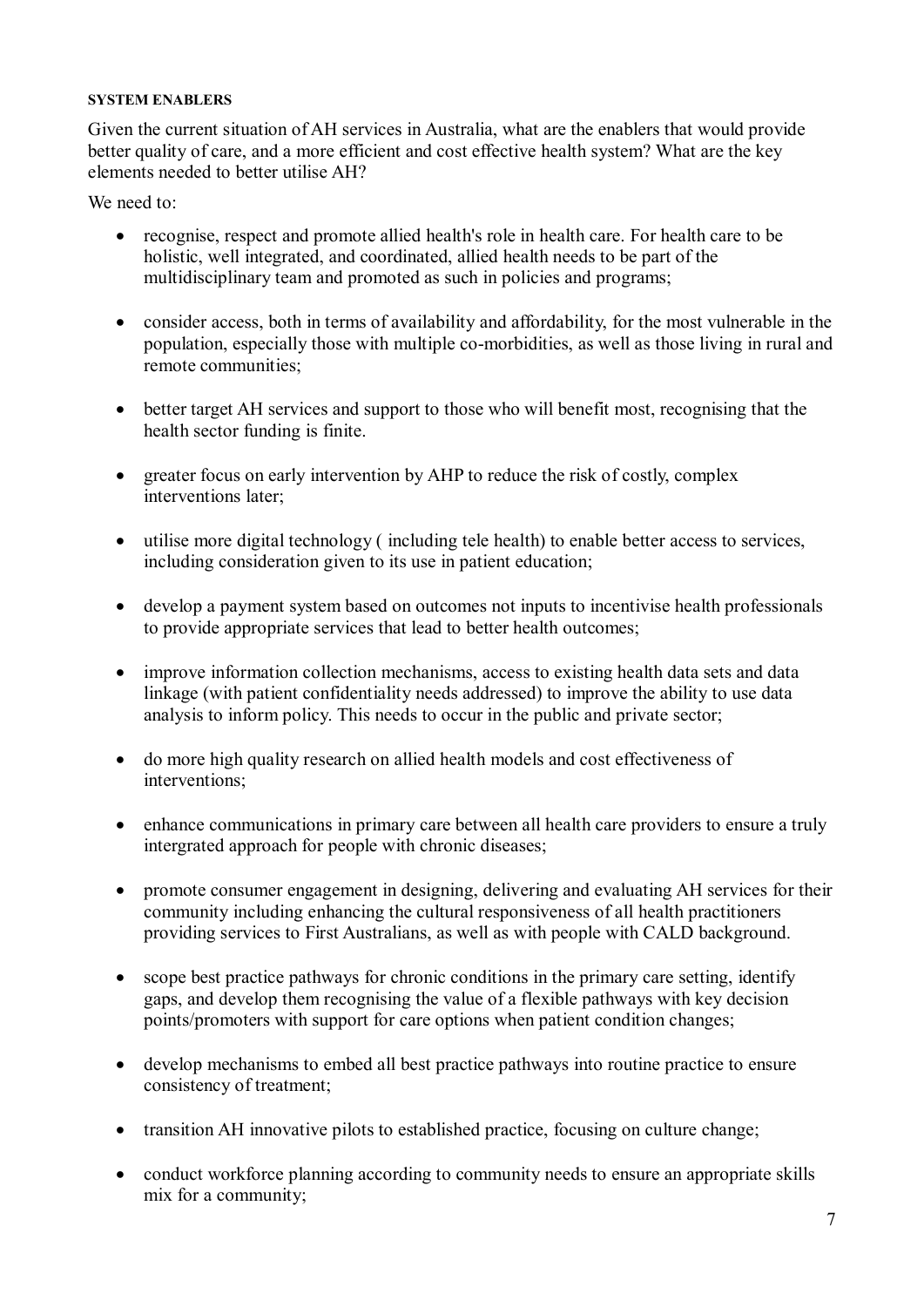#### SYSTEM ENABLERS

Given the current situation of AH services in Australia, what are the enablers that would provide better quality of care, and a more efficient and cost effective health system? What are the key elements needed to better utilise AH?

We need to:

- recognise, respect and promote allied health's role in health care. For health care to be holistic, well integrated, and coordinated, allied health needs to be part of the multidisciplinary team and promoted as such in policies and programs;

- consider access, both in terms of availability and affordability, for the most vulnerable in the population, especially those with multiple co-morbidities, as well as those living in rural and remote communities;

- better target AH services and support to those who will benefit most, recognising that the health sector funding is finite.

- greater focus on early intervention by AHP to reduce the risk of costly, complex interventions later;

- utilise more digital technology ( including tele health) to enable better access to services, including consideration given to its use in patient education;

- develop a payment system based on outcomes not inputs to incentivise health professionals to provide appropriate services that lead to better health outcomes;

- improve information collection mechanisms, access to existing health data sets and data linkage (with patient confidentiality needs addressed) to improve the ability to use data analysis to inform policy. This needs to occur in the public and private sector;

- do more high quality research on allied health models and cost effectiveness of interventions;

- enhance communications in primary care between all health care providers to ensure a truly intergrated approach for people with chronic diseases;

- promote consumer engagement in designing, delivering and evaluating AH services for their community including enhancing the cultural responsiveness of all health practitioners providing services to First Australians, as well as with people with CALD background.

- scope best practice pathways for chronic conditions in the primary care setting, identify gaps, and develop them recognising the value of a flexible pathways with key decision points/promoters with support for care options when patient condition changes;

- develop mechanisms to embed all best practice pathways into routine practice to ensure consistency of treatment;

- transition AH innovative pilots to established practice, focusing on culture change;

- conduct workforce planning according to community needs to ensure an appropriate skills mix for a community;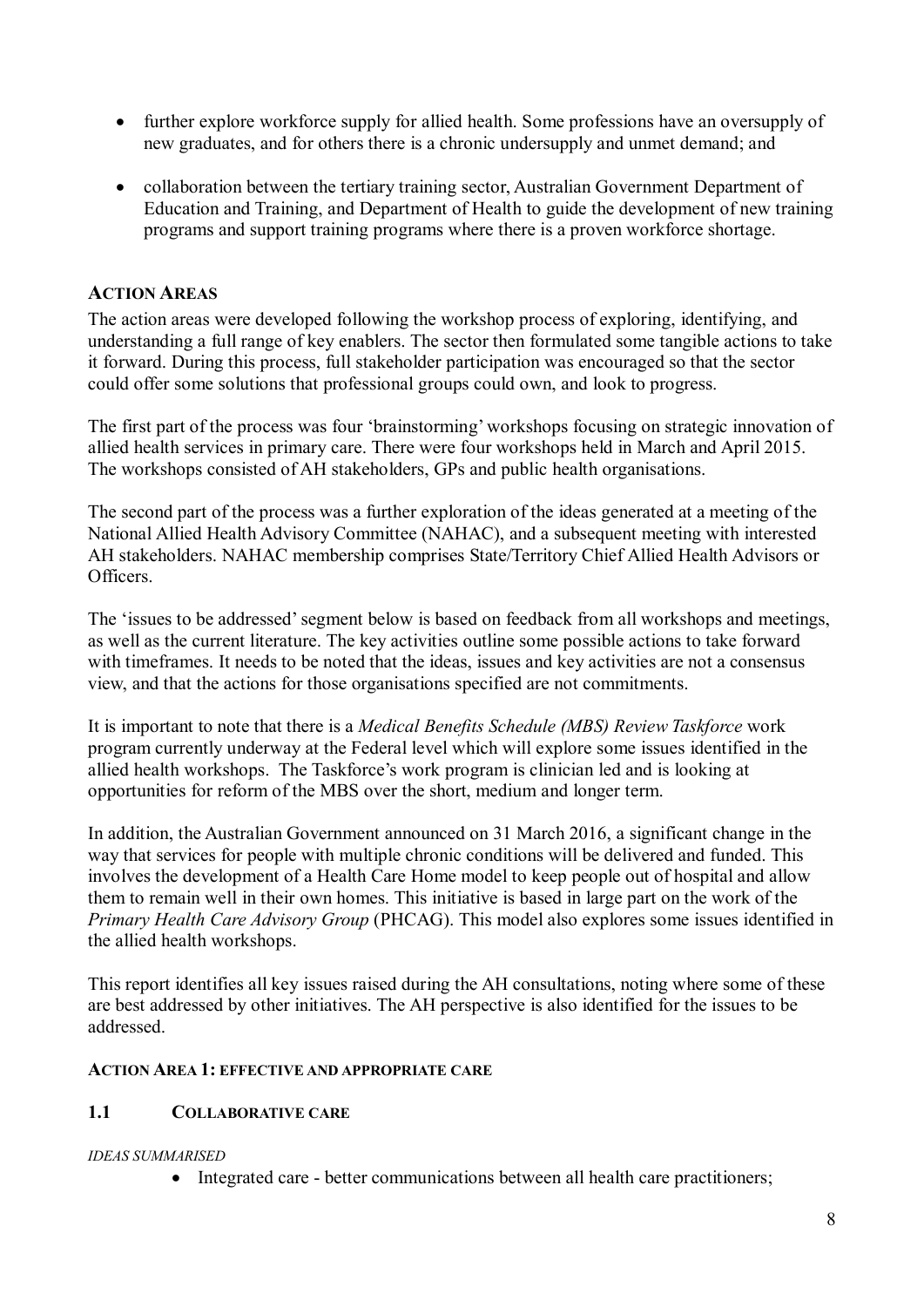- further explore workforce supply for allied health. Some professions have an oversupply of new graduates, and for others there is a chronic undersupply and unmet demand; and

- collaboration between the tertiary training sector, Australian Government Department of Education and Training, and Department of Health to guide the development of new training programs and support training programs where there is a proven workforce shortage.

## ACTION AREAS

The action areas were developed following the workshop process of exploring, identifying, and understanding a full range of key enablers. The sector then formulated some tangible actions to take it forward. During this process, full stakeholder participation was encouraged so that the sector could offer some solutions that professional groups could own, and look to progress.

The first part of the process was four 'brainstorming' workshops focusing on strategic innovation of allied health services in primary care. There were four workshops held in March and April 2015. The workshops consisted of AH stakeholders, GPs and public health organisations.

The second part of the process was a further exploration of the ideas generated at a meeting of the National Allied Health Advisory Committee (NAHAC), and a subsequent meeting with interested AH stakeholders. NAHAC membership comprises State/Territory Chief Allied Health Advisors or Officers.

The 'issues to be addressed' segment below is based on feedback from all workshops and meetings, as well as the current literature. The key activities outline some possible actions to take forward with timeframes. It needs to be noted that the ideas, issues and key activities are not a consensus view, and that the actions for those organisations specified are not commitments.

It is important to note that there is a *Medical Benefits Schedule (MBS) Review Taskforce* work program currently underway at the Federal level which will explore some issues identified in the allied health workshops. The Taskforce's work program is clinician led and is looking at opportunities for reform of the MBS over the short, medium and longer term.

In addition, the Australian Government announced on 31 March 2016, a significant change in the way that services for people with multiple chronic conditions will be delivered and funded. This involves the development of a Health Care Home model to keep people out of hospital and allow them to remain well in their own homes. This initiative is based in large part on the work of the *Primary Health Care Advisory Group* (PHCAG). This model also explores some issues identified in the allied health workshops.

This report identifies all key issues raised during the AH consultations, noting where some of these are best addressed by other initiatives. The AH perspective is also identified for the issues to be addressed.

### ACTION AREA 1: EFFECTIVE AND APPROPRIATE CARE

#### 1.1 COLLABORATIVE CARE

*IDEAS SUMMARISED*

- Integrated care - better communications between all health care practitioners;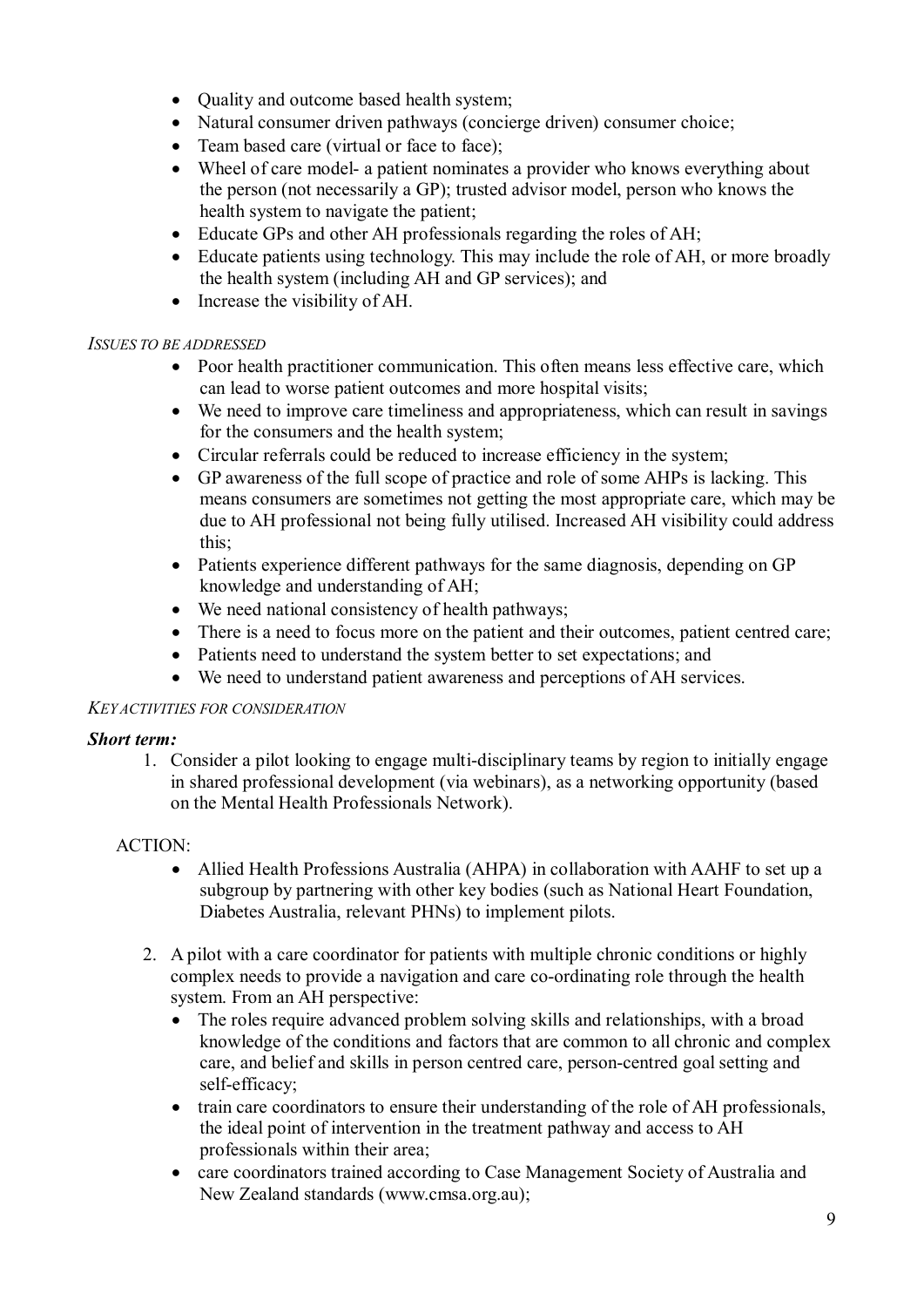- Quality and outcome based health system;
- Natural consumer driven pathways (concierge driven) consumer choice;
- Team based care (virtual or face to face);
- Wheel of care model- a patient nominates a provider who knows everything about the person (not necessarily a GP); trusted advisor model, person who knows the health system to navigate the patient;
- Educate GPs and other AH professionals regarding the roles of AH;
- Educate patients using technology. This may include the role of AH, or more broadly the health system (including AH and GP services); and
- Increase the visibility of AH.

*ISSUES TO BE ADDRESSED*

- Poor health practitioner communication. This often means less effective care, which can lead to worse patient outcomes and more hospital visits;
- We need to improve care timeliness and appropriateness, which can result in savings for the consumers and the health system;
- Circular referrals could be reduced to increase efficiency in the system;
- GP awareness of the full scope of practice and role of some AHPs is lacking. This means consumers are sometimes not getting the most appropriate care, which may be due to AH professional not being fully utilised. Increased AH visibility could address this;
- Patients experience different pathways for the same diagnosis, depending on GP knowledge and understanding of AH;
- We need national consistency of health pathways;
- There is a need to focus more on the patient and their outcomes, patient centred care;
- Patients need to understand the system better to set expectations; and
- We need to understand patient awareness and perceptions of AH services.

*KEY ACTIVITIES FOR CONSIDERATION*

***Short term:***

1. Consider a pilot looking to engage multi-disciplinary teams by region to initially engage in shared professional development (via webinars), as a networking opportunity (based on the Mental Health Professionals Network).

ACTION:

- Allied Health Professions Australia (AHPA) in collaboration with AAHF to set up a subgroup by partnering with other key bodies (such as National Heart Foundation, Diabetes Australia, relevant PHNs) to implement pilots.

2. A pilot with a care coordinator for patients with multiple chronic conditions or highly complex needs to provide a navigation and care co-ordinating role through the health system. From an AH perspective:
   - The roles require advanced problem solving skills and relationships, with a broad knowledge of the conditions and factors that are common to all chronic and complex care, and belief and skills in person centred care, person-centred goal setting and self-efficacy;
   - train care coordinators to ensure their understanding of the role of AH professionals, the ideal point of intervention in the treatment pathway and access to AH professionals within their area;
   - care coordinators trained according to Case Management Society of Australia and New Zealand standards (www.cmsa.org.au);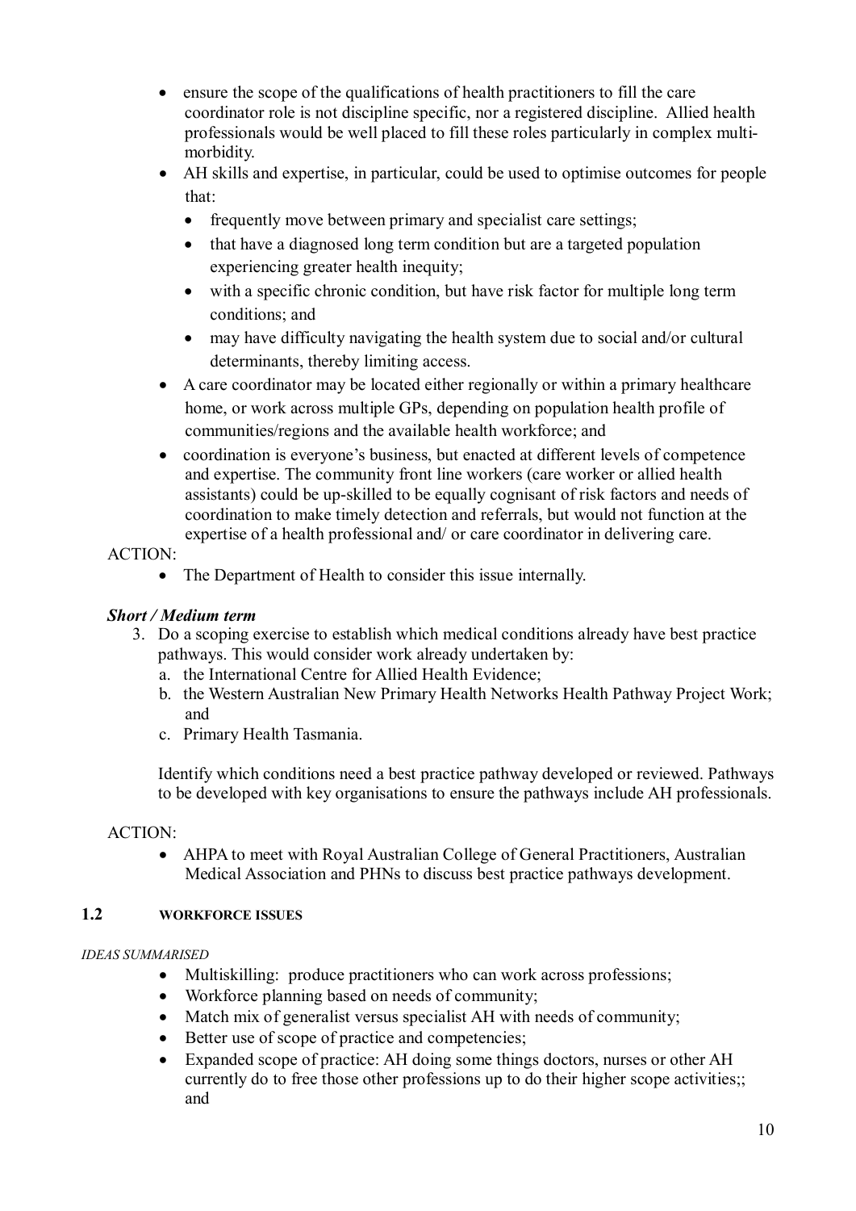- ensure the scope of the qualifications of health practitioners to fill the care coordinator role is not discipline specific, nor a registered discipline. Allied health professionals would be well placed to fill these roles particularly in complex multi-morbidity.
- AH skills and expertise, in particular, could be used to optimise outcomes for people that:
  - frequently move between primary and specialist care settings;
  - that have a diagnosed long term condition but are a targeted population experiencing greater health inequity;
  - with a specific chronic condition, but have risk factor for multiple long term conditions; and
  - may have difficulty navigating the health system due to social and/or cultural determinants, thereby limiting access.
- A care coordinator may be located either regionally or within a primary healthcare home, or work across multiple GPs, depending on population health profile of communities/regions and the available health workforce; and
- coordination is everyone's business, but enacted at different levels of competence and expertise. The community front line workers (care worker or allied health assistants) could be up-skilled to be equally cognisant of risk factors and needs of coordination to make timely detection and referrals, but would not function at the expertise of a health professional and/ or care coordinator in delivering care.

ACTION:

- The Department of Health to consider this issue internally.

***Short / Medium term***

3. Do a scoping exercise to establish which medical conditions already have best practice pathways. This would consider work already undertaken by:
   a. the International Centre for Allied Health Evidence;
   b. the Western Australian New Primary Health Networks Health Pathway Project Work; and
   c. Primary Health Tasmania.

   Identify which conditions need a best practice pathway developed or reviewed. Pathways to be developed with key organisations to ensure the pathways include AH professionals.

ACTION:

- AHPA to meet with Royal Australian College of General Practitioners, Australian Medical Association and PHNs to discuss best practice pathways development.

## 1.2 WORKFORCE ISSUES

*IDEAS SUMMARISED*

- Multiskilling: produce practitioners who can work across professions;
- Workforce planning based on needs of community;
- Match mix of generalist versus specialist AH with needs of community;
- Better use of scope of practice and competencies;
- Expanded scope of practice: AH doing some things doctors, nurses or other AH currently do to free those other professions up to do their higher scope activities;; and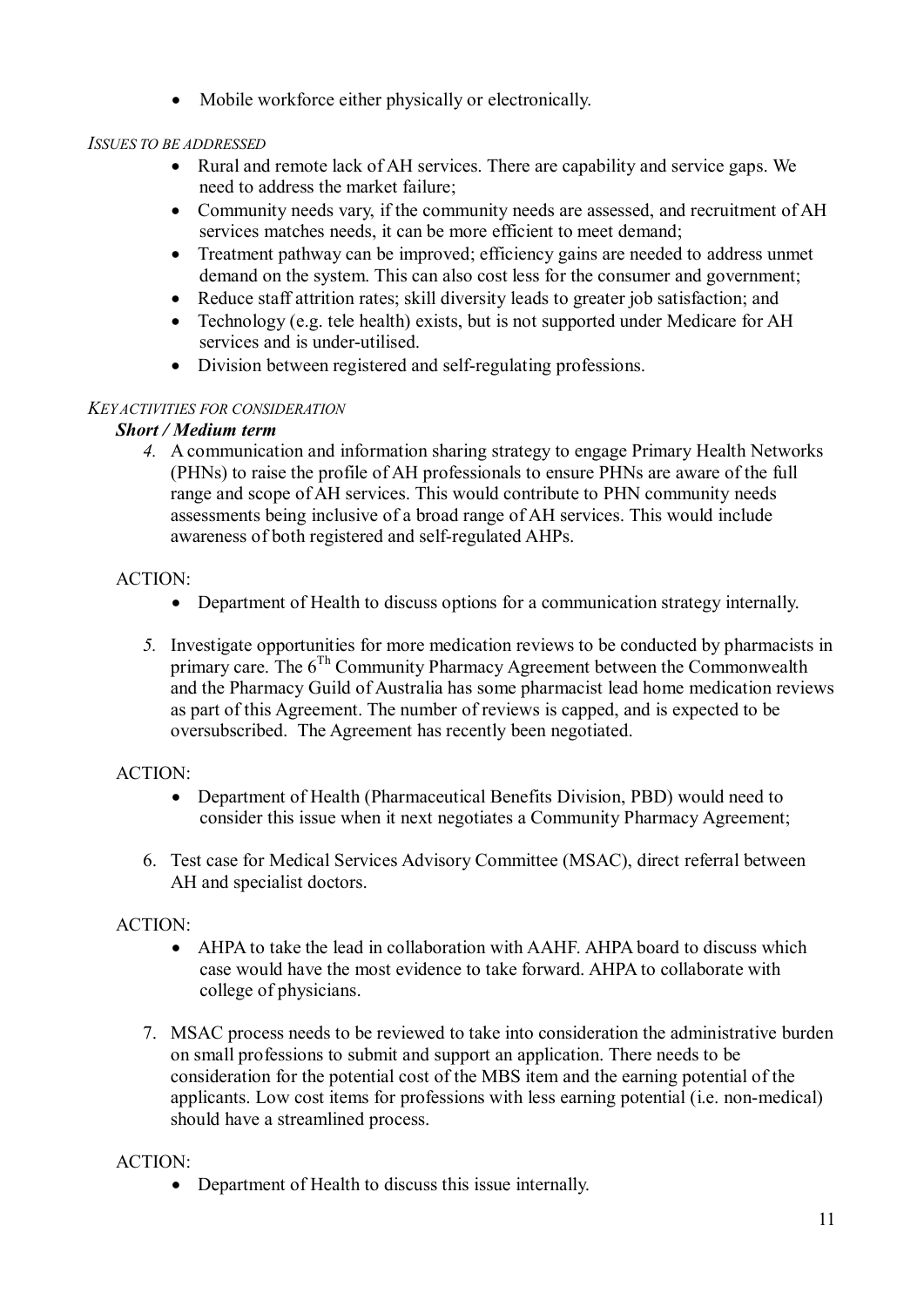- Mobile workforce either physically or electronically.

*ISSUES TO BE ADDRESSED*

- Rural and remote lack of AH services. There are capability and service gaps. We need to address the market failure;
- Community needs vary, if the community needs are assessed, and recruitment of AH services matches needs, it can be more efficient to meet demand;
- Treatment pathway can be improved; efficiency gains are needed to address unmet demand on the system. This can also cost less for the consumer and government;
- Reduce staff attrition rates; skill diversity leads to greater job satisfaction; and
- Technology (e.g. tele health) exists, but is not supported under Medicare for AH services and is under-utilised.
- Division between registered and self-regulating professions.

*KEY ACTIVITIES FOR CONSIDERATION*

***Short / Medium term***

4. A communication and information sharing strategy to engage Primary Health Networks (PHNs) to raise the profile of AH professionals to ensure PHNs are aware of the full range and scope of AH services. This would contribute to PHN community needs assessments being inclusive of a broad range of AH services. This would include awareness of both registered and self-regulated AHPs.

ACTION:

- Department of Health to discuss options for a communication strategy internally.

5. Investigate opportunities for more medication reviews to be conducted by pharmacists in primary care. The 6[Th] Community Pharmacy Agreement between the Commonwealth and the Pharmacy Guild of Australia has some pharmacist lead home medication reviews as part of this Agreement. The number of reviews is capped, and is expected to be oversubscribed. The Agreement has recently been negotiated.

ACTION:

- Department of Health (Pharmaceutical Benefits Division, PBD) would need to consider this issue when it next negotiates a Community Pharmacy Agreement;

6. Test case for Medical Services Advisory Committee (MSAC), direct referral between AH and specialist doctors.

ACTION:

- AHPA to take the lead in collaboration with AAHF. AHPA board to discuss which case would have the most evidence to take forward. AHPA to collaborate with college of physicians.

7. MSAC process needs to be reviewed to take into consideration the administrative burden on small professions to submit and support an application. There needs to be consideration for the potential cost of the MBS item and the earning potential of the applicants. Low cost items for professions with less earning potential (i.e. non-medical) should have a streamlined process.

ACTION:

- Department of Health to discuss this issue internally.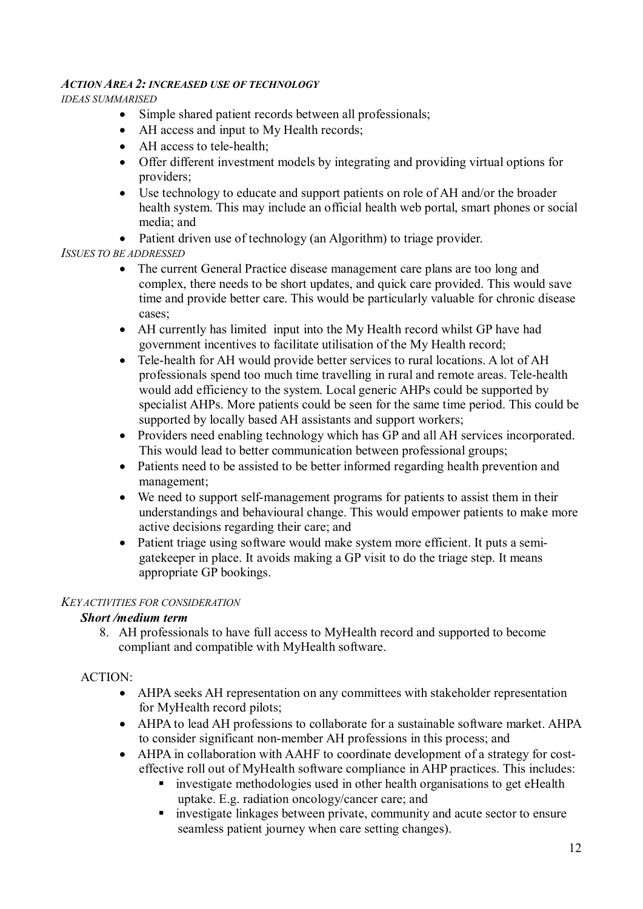### *ACTION AREA 2: INCREASED USE OF TECHNOLOGY*

*IDEAS SUMMARISED*

- Simple shared patient records between all professionals;
- AH access and input to My Health records;
- AH access to tele-health;
- Offer different investment models by integrating and providing virtual options for providers;
- Use technology to educate and support patients on role of AH and/or the broader health system. This may include an official health web portal, smart phones or social media; and
- Patient driven use of technology (an Algorithm) to triage provider.

*ISSUES TO BE ADDRESSED*

- The current General Practice disease management care plans are too long and complex, there needs to be short updates, and quick care provided. This would save time and provide better care. This would be particularly valuable for chronic disease cases;
- AH currently has limited input into the My Health record whilst GP have had government incentives to facilitate utilisation of the My Health record;
- Tele-health for AH would provide better services to rural locations. A lot of AH professionals spend too much time travelling in rural and remote areas. Tele-health would add efficiency to the system. Local generic AHPs could be supported by specialist AHPs. More patients could be seen for the same time period. This could be supported by locally based AH assistants and support workers;
- Providers need enabling technology which has GP and all AH services incorporated. This would lead to better communication between professional groups;
- Patients need to be assisted to be better informed regarding health prevention and management;
- We need to support self-management programs for patients to assist them in their understandings and behavioural change. This would empower patients to make more active decisions regarding their care; and
- Patient triage using software would make system more efficient. It puts a semi-gatekeeper in place. It avoids making a GP visit to do the triage step. It means appropriate GP bookings.

*KEY ACTIVITIES FOR CONSIDERATION*

***Short /medium term***

8. AH professionals to have full access to MyHealth record and supported to become compliant and compatible with MyHealth software.

ACTION:

- AHPA seeks AH representation on any committees with stakeholder representation for MyHealth record pilots;
- AHPA to lead AH professions to collaborate for a sustainable software market. AHPA to consider significant non-member AH professions in this process; and
- AHPA in collaboration with AAHF to coordinate development of a strategy for cost-effective roll out of MyHealth software compliance in AHP practices. This includes:
  - investigate methodologies used in other health organisations to get eHealth uptake. E.g. radiation oncology/cancer care; and
  - investigate linkages between private, community and acute sector to ensure seamless patient journey when care setting changes).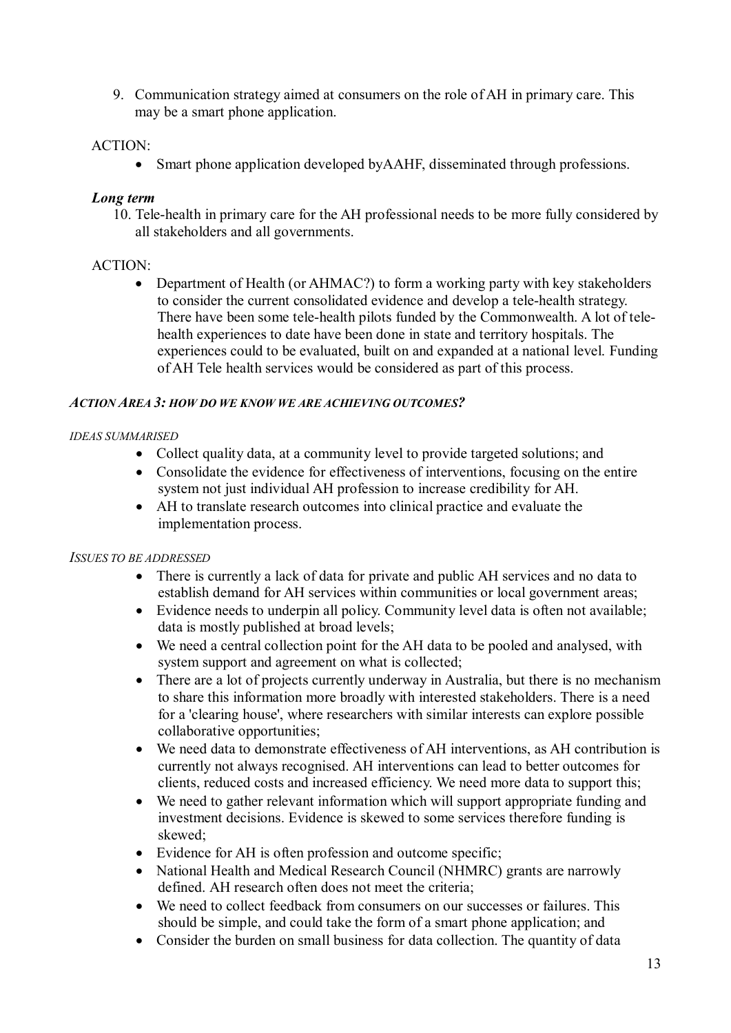9. Communication strategy aimed at consumers on the role of AH in primary care. This may be a smart phone application.

ACTION:

- Smart phone application developed byAAHF, disseminated through professions.

***Long term***

10. Tele-health in primary care for the AH professional needs to be more fully considered by all stakeholders and all governments.

ACTION:

- Department of Health (or AHMAC?) to form a working party with key stakeholders to consider the current consolidated evidence and develop a tele-health strategy. There have been some tele-health pilots funded by the Commonwealth. A lot of tele-health experiences to date have been done in state and territory hospitals. The experiences could to be evaluated, built on and expanded at a national level. Funding of AH Tele health services would be considered as part of this process.

***ACTION AREA 3: HOW DO WE KNOW WE ARE ACHIEVING OUTCOMES?***

*IDEAS SUMMARISED*

- Collect quality data, at a community level to provide targeted solutions; and
- Consolidate the evidence for effectiveness of interventions, focusing on the entire system not just individual AH profession to increase credibility for AH.
- AH to translate research outcomes into clinical practice and evaluate the implementation process.

*ISSUES TO BE ADDRESSED*

- There is currently a lack of data for private and public AH services and no data to establish demand for AH services within communities or local government areas;
- Evidence needs to underpin all policy. Community level data is often not available; data is mostly published at broad levels;
- We need a central collection point for the AH data to be pooled and analysed, with system support and agreement on what is collected;
- There are a lot of projects currently underway in Australia, but there is no mechanism to share this information more broadly with interested stakeholders. There is a need for a 'clearing house', where researchers with similar interests can explore possible collaborative opportunities;
- We need data to demonstrate effectiveness of AH interventions, as AH contribution is currently not always recognised. AH interventions can lead to better outcomes for clients, reduced costs and increased efficiency. We need more data to support this;
- We need to gather relevant information which will support appropriate funding and investment decisions. Evidence is skewed to some services therefore funding is skewed;
- Evidence for AH is often profession and outcome specific;
- National Health and Medical Research Council (NHMRC) grants are narrowly defined. AH research often does not meet the criteria;
- We need to collect feedback from consumers on our successes or failures. This should be simple, and could take the form of a smart phone application; and
- Consider the burden on small business for data collection. The quantity of data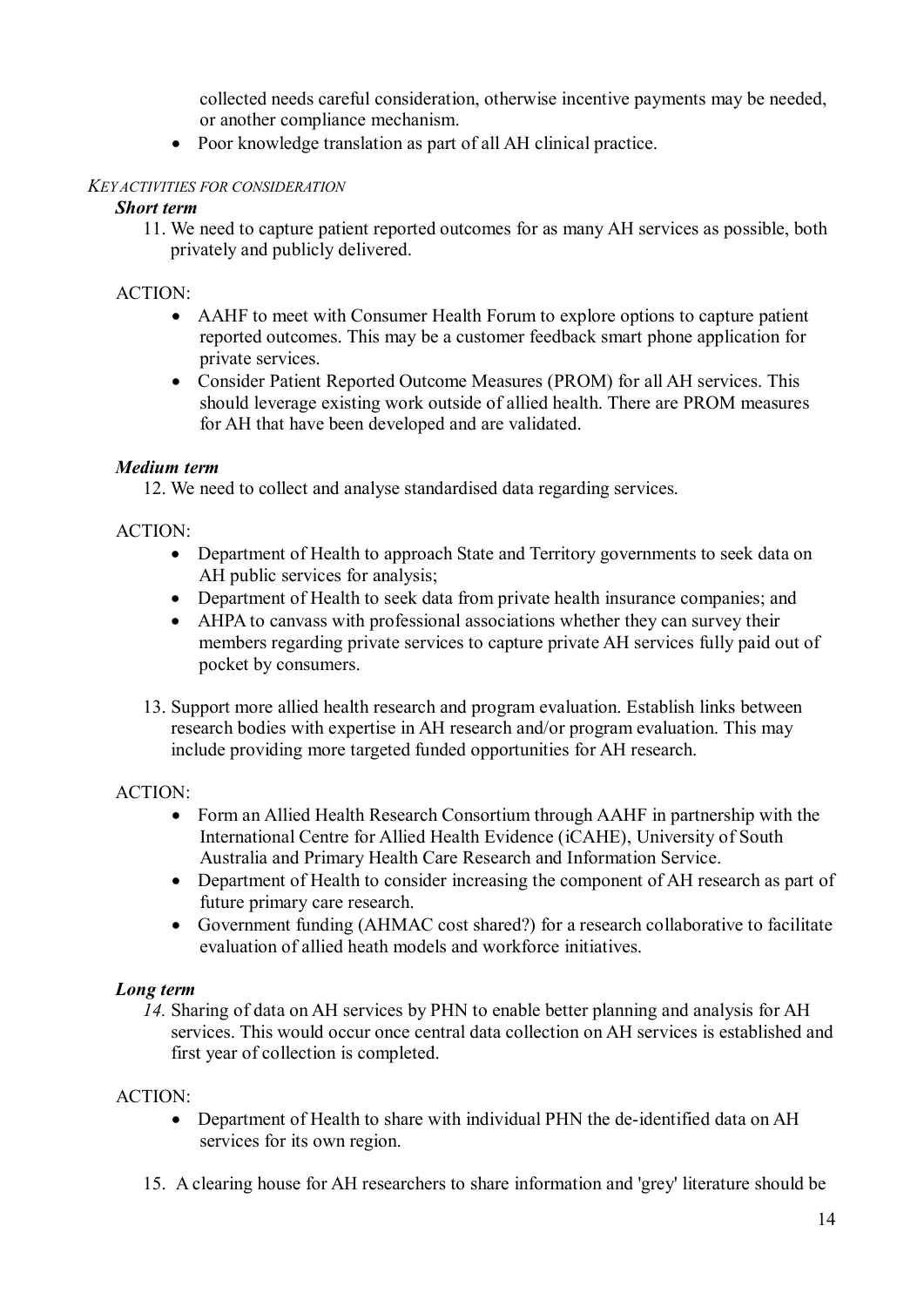collected needs careful consideration, otherwise incentive payments may be needed, or another compliance mechanism.

- Poor knowledge translation as part of all AH clinical practice.

*KEY ACTIVITIES FOR CONSIDERATION*

***Short term***

11. We need to capture patient reported outcomes for as many AH services as possible, both privately and publicly delivered.

ACTION:

- AAHF to meet with Consumer Health Forum to explore options to capture patient reported outcomes. This may be a customer feedback smart phone application for private services.
- Consider Patient Reported Outcome Measures (PROM) for all AH services. This should leverage existing work outside of allied health. There are PROM measures for AH that have been developed and are validated.

***Medium term***

12. We need to collect and analyse standardised data regarding services.

ACTION:

- Department of Health to approach State and Territory governments to seek data on AH public services for analysis;
- Department of Health to seek data from private health insurance companies; and
- AHPA to canvass with professional associations whether they can survey their members regarding private services to capture private AH services fully paid out of pocket by consumers.

13. Support more allied health research and program evaluation. Establish links between research bodies with expertise in AH research and/or program evaluation. This may include providing more targeted funded opportunities for AH research.

ACTION:

- Form an Allied Health Research Consortium through AAHF in partnership with the International Centre for Allied Health Evidence (iCAHE), University of South Australia and Primary Health Care Research and Information Service.
- Department of Health to consider increasing the component of AH research as part of future primary care research.
- Government funding (AHMAC cost shared?) for a research collaborative to facilitate evaluation of allied heath models and workforce initiatives.

***Long term***

*14.* Sharing of data on AH services by PHN to enable better planning and analysis for AH services. This would occur once central data collection on AH services is established and first year of collection is completed.

ACTION:

- Department of Health to share with individual PHN the de-identified data on AH services for its own region.

15. A clearing house for AH researchers to share information and 'grey' literature should be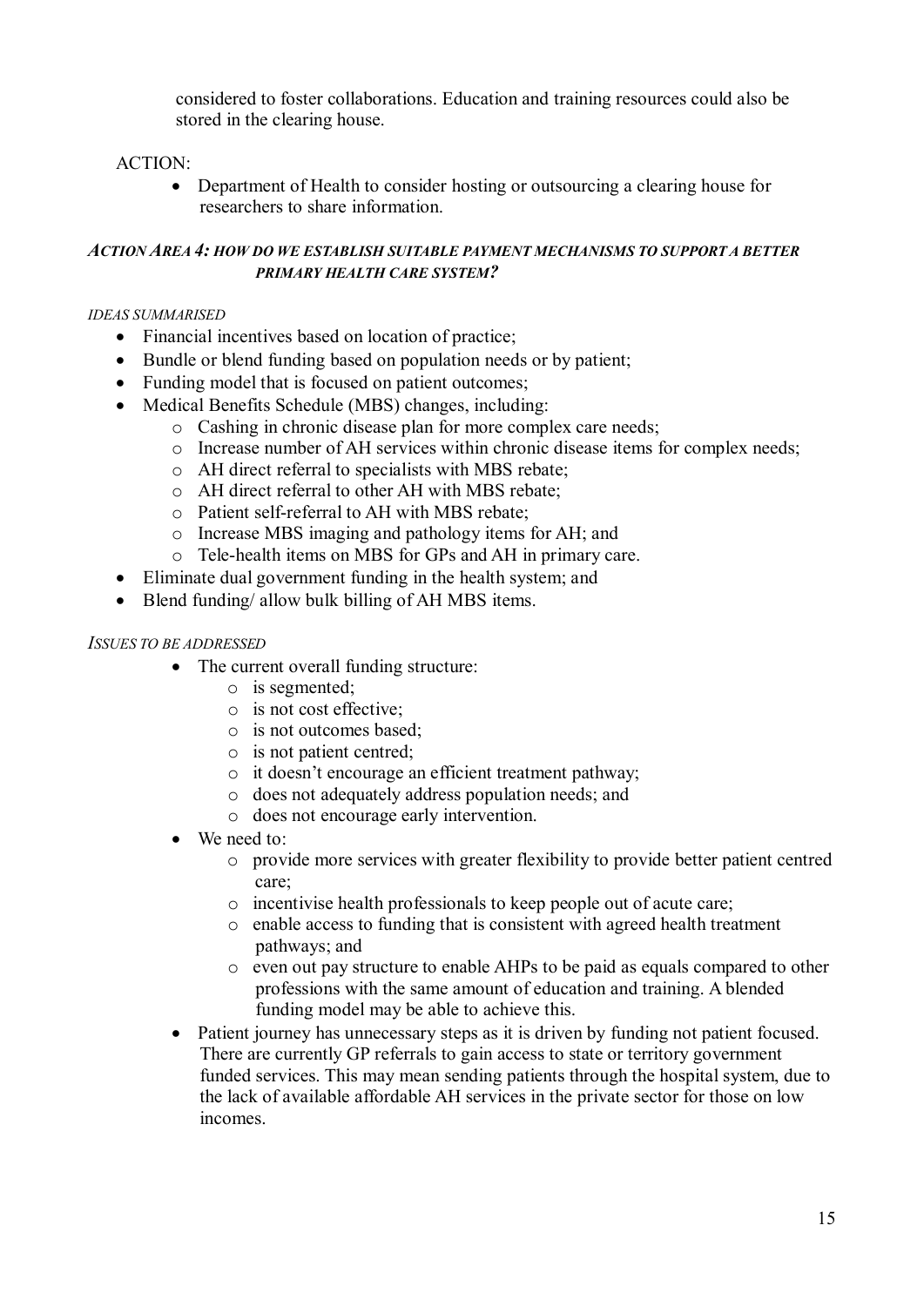considered to foster collaborations. Education and training resources could also be stored in the clearing house.

ACTION:

- Department of Health to consider hosting or outsourcing a clearing house for researchers to share information.

### *ACTION AREA 4: HOW DO WE ESTABLISH SUITABLE PAYMENT MECHANISMS TO SUPPORT A BETTER PRIMARY HEALTH CARE SYSTEM?*

*IDEAS SUMMARISED*

- Financial incentives based on location of practice;
- Bundle or blend funding based on population needs or by patient;
- Funding model that is focused on patient outcomes;
- Medical Benefits Schedule (MBS) changes, including:
  - Cashing in chronic disease plan for more complex care needs;
  - Increase number of AH services within chronic disease items for complex needs;
  - AH direct referral to specialists with MBS rebate;
  - AH direct referral to other AH with MBS rebate;
  - Patient self-referral to AH with MBS rebate;
  - Increase MBS imaging and pathology items for AH; and
  - Tele-health items on MBS for GPs and AH in primary care.
- Eliminate dual government funding in the health system; and
- Blend funding/ allow bulk billing of AH MBS items.

*ISSUES TO BE ADDRESSED*

- The current overall funding structure:
  - is segmented;
  - is not cost effective;
  - is not outcomes based;
  - is not patient centred;
  - it doesn't encourage an efficient treatment pathway;
  - does not adequately address population needs; and
  - does not encourage early intervention.
- We need to:
  - provide more services with greater flexibility to provide better patient centred care;
  - incentivise health professionals to keep people out of acute care;
  - enable access to funding that is consistent with agreed health treatment pathways; and
  - even out pay structure to enable AHPs to be paid as equals compared to other professions with the same amount of education and training. A blended funding model may be able to achieve this.
- Patient journey has unnecessary steps as it is driven by funding not patient focused. There are currently GP referrals to gain access to state or territory government funded services. This may mean sending patients through the hospital system, due to the lack of available affordable AH services in the private sector for those on low incomes.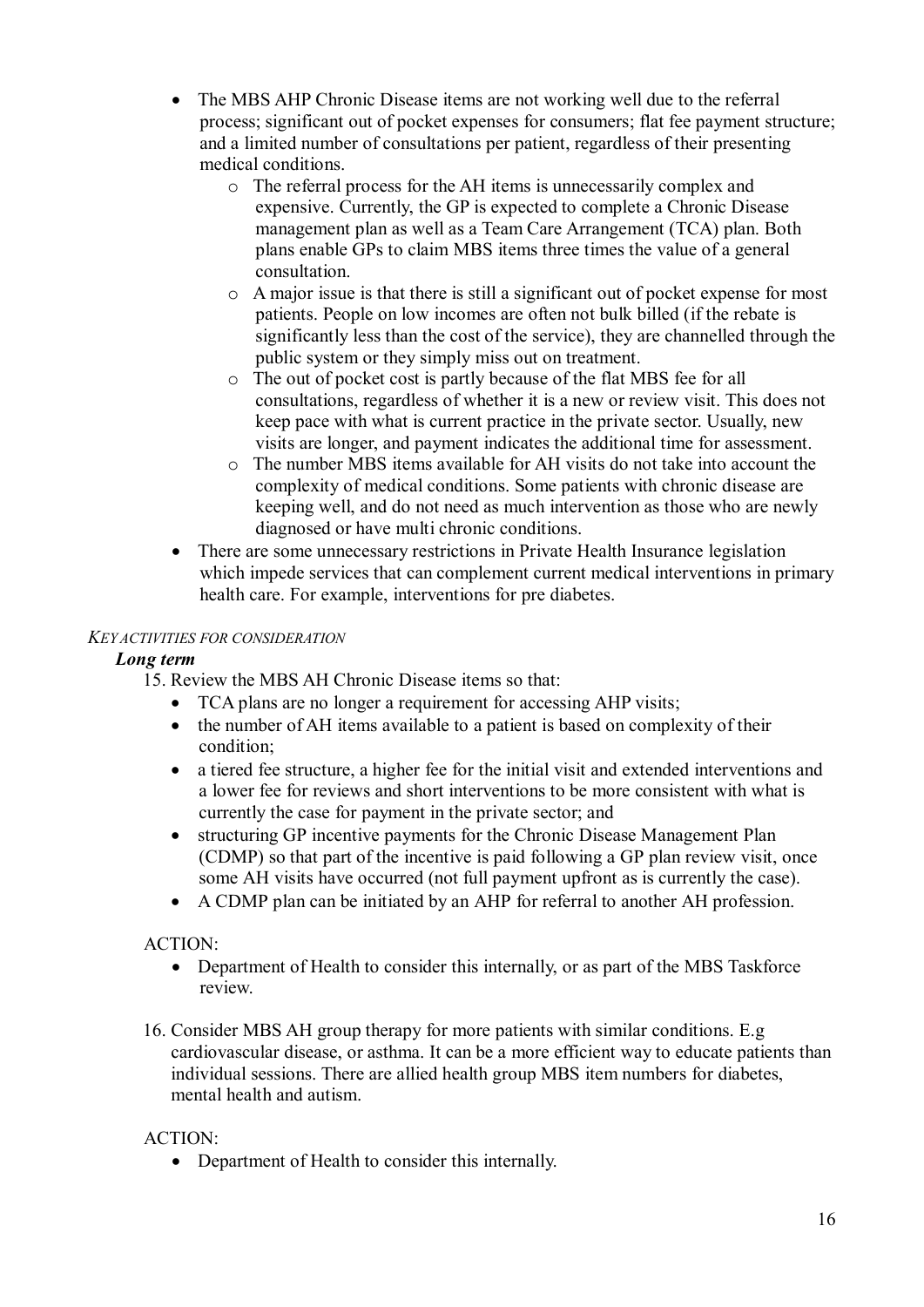- The MBS AHP Chronic Disease items are not working well due to the referral process; significant out of pocket expenses for consumers; flat fee payment structure; and a limited number of consultations per patient, regardless of their presenting medical conditions.
    - The referral process for the AH items is unnecessarily complex and expensive. Currently, the GP is expected to complete a Chronic Disease management plan as well as a Team Care Arrangement (TCA) plan. Both plans enable GPs to claim MBS items three times the value of a general consultation.
    - A major issue is that there is still a significant out of pocket expense for most patients. People on low incomes are often not bulk billed (if the rebate is significantly less than the cost of the service), they are channelled through the public system or they simply miss out on treatment.
    - The out of pocket cost is partly because of the flat MBS fee for all consultations, regardless of whether it is a new or review visit. This does not keep pace with what is current practice in the private sector. Usually, new visits are longer, and payment indicates the additional time for assessment.
    - The number MBS items available for AH visits do not take into account the complexity of medical conditions. Some patients with chronic disease are keeping well, and do not need as much intervention as those who are newly diagnosed or have multi chronic conditions.
- There are some unnecessary restrictions in Private Health Insurance legislation which impede services that can complement current medical interventions in primary health care. For example, interventions for pre diabetes.

*KEY ACTIVITIES FOR CONSIDERATION*

***Long term***

15. Review the MBS AH Chronic Disease items so that:
    - TCA plans are no longer a requirement for accessing AHP visits;
    - the number of AH items available to a patient is based on complexity of their condition;
    - a tiered fee structure, a higher fee for the initial visit and extended interventions and a lower fee for reviews and short interventions to be more consistent with what is currently the case for payment in the private sector; and
    - structuring GP incentive payments for the Chronic Disease Management Plan (CDMP) so that part of the incentive is paid following a GP plan review visit, once some AH visits have occurred (not full payment upfront as is currently the case).
    - A CDMP plan can be initiated by an AHP for referral to another AH profession.

    ACTION:
    - Department of Health to consider this internally, or as part of the MBS Taskforce review.

16. Consider MBS AH group therapy for more patients with similar conditions. E.g cardiovascular disease, or asthma. It can be a more efficient way to educate patients than individual sessions. There are allied health group MBS item numbers for diabetes, mental health and autism.

    ACTION:
    - Department of Health to consider this internally.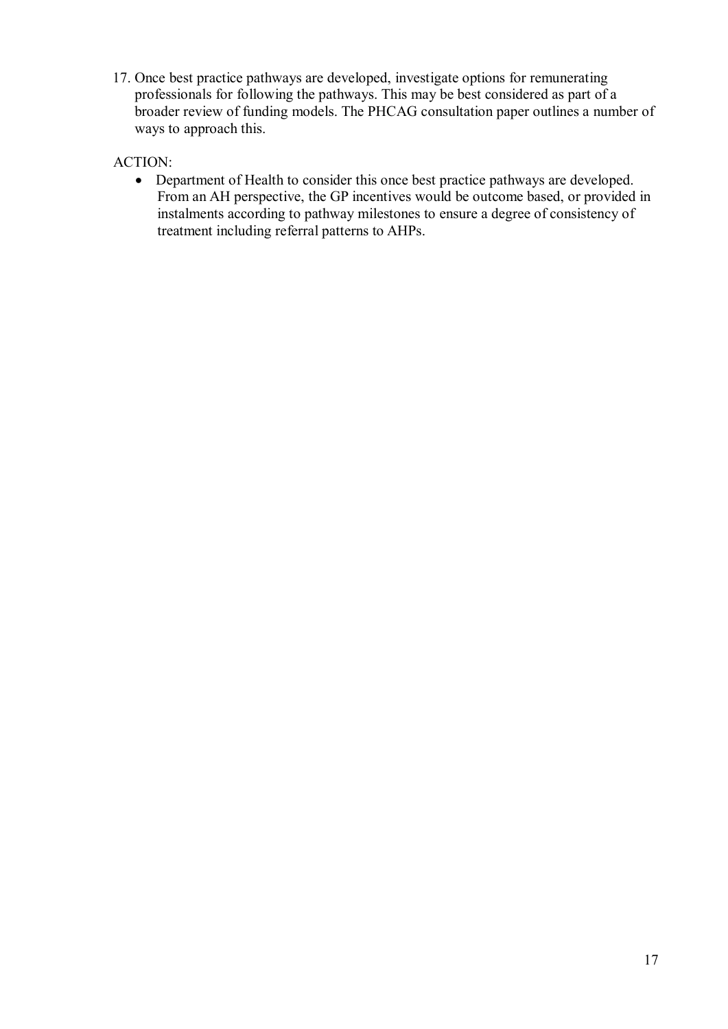17. Once best practice pathways are developed, investigate options for remunerating professionals for following the pathways. This may be best considered as part of a broader review of funding models. The PHCAG consultation paper outlines a number of ways to approach this.

ACTION:

- Department of Health to consider this once best practice pathways are developed. From an AH perspective, the GP incentives would be outcome based, or provided in instalments according to pathway milestones to ensure a degree of consistency of treatment including referral patterns to AHPs.